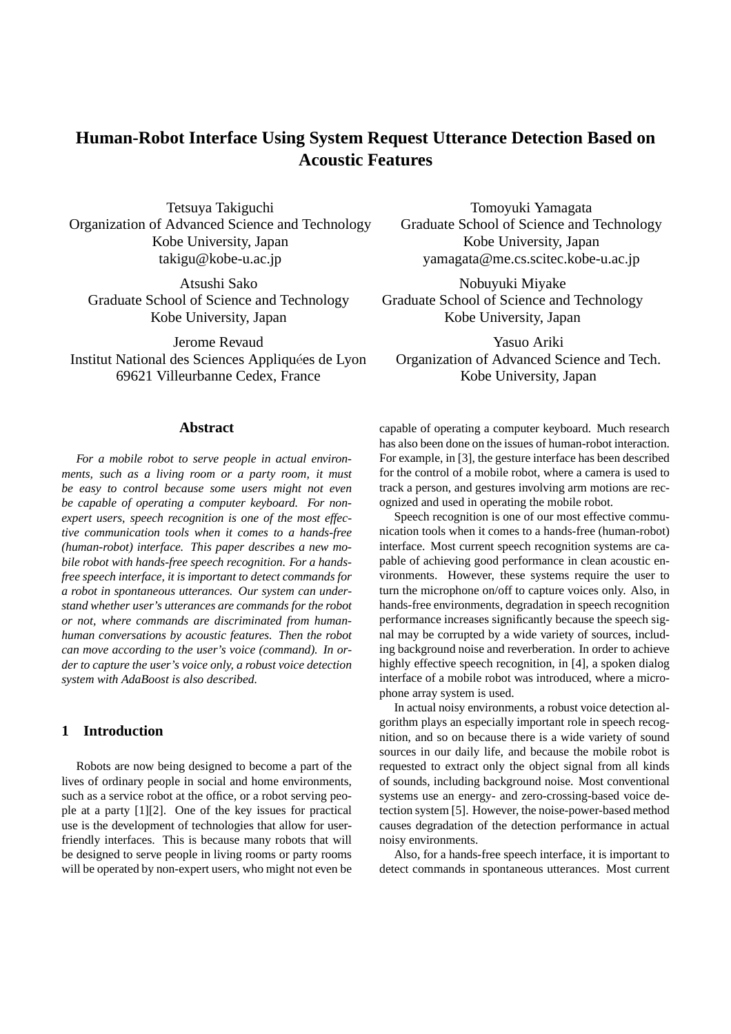# Human-Robot Interface Using System Request Utterance Detection Based on Acoustic Features

Tetsuya Takiguchi
Organization of Advanced Science and Technology
Kobe University, Japan
takigu@kobe-u.ac.jp

Tomoyuki Yamagata
Graduate School of Science and Technology
Kobe University, Japan
yamagata@me.cs.scitec.kobe-u.ac.jp

Atsushi Sako
Graduate School of Science and Technology
Kobe University, Japan

Nobuyuki Miyake
Graduate School of Science and Technology
Kobe University, Japan

Jerome Revaud
Institut National des Sciences Appliquées de Lyon
69621 Villeurbanne Cedex, France

Yasuo Ariki
Organization of Advanced Science and Tech.
Kobe University, Japan

## Abstract

*For a mobile robot to serve people in actual environments, such as a living room or a party room, it must be easy to control because some users might not even be capable of operating a computer keyboard. For non-expert users, speech recognition is one of the most effective communication tools when it comes to a hands-free (human-robot) interface. This paper describes a new mobile robot with hands-free speech recognition. For a hands-free speech interface, it is important to detect commands for a robot in spontaneous utterances. Our system can understand whether user's utterances are commands for the robot or not, where commands are discriminated from human-human conversations by acoustic features. Then the robot can move according to the user's voice (command). In order to capture the user's voice only, a robust voice detection system with AdaBoost is also described.*

## 1 Introduction

Robots are now being designed to become a part of the lives of ordinary people in social and home environments, such as a service robot at the office, or a robot serving people at a party [1][2]. One of the key issues for practical use is the development of technologies that allow for user-friendly interfaces. This is because many robots that will be designed to serve people in living rooms or party rooms will be operated by non-expert users, who might not even be capable of operating a computer keyboard. Much research has also been done on the issues of human-robot interaction. For example, in [3], the gesture interface has been described for the control of a mobile robot, where a camera is used to track a person, and gestures involving arm motions are recognized and used in operating the mobile robot.

Speech recognition is one of our most effective communication tools when it comes to a hands-free (human-robot) interface. Most current speech recognition systems are capable of achieving good performance in clean acoustic environments. However, these systems require the user to turn the microphone on/off to capture voices only. Also, in hands-free environments, degradation in speech recognition performance increases significantly because the speech signal may be corrupted by a wide variety of sources, including background noise and reverberation. In order to achieve highly effective speech recognition, in [4], a spoken dialog interface of a mobile robot was introduced, where a microphone array system is used.

In actual noisy environments, a robust voice detection algorithm plays an especially important role in speech recognition, and so on because there is a wide variety of sound sources in our daily life, and because the mobile robot is requested to extract only the object signal from all kinds of sounds, including background noise. Most conventional systems use an energy- and zero-crossing-based voice detection system [5]. However, the noise-power-based method causes degradation of the detection performance in actual noisy environments.

Also, for a hands-free speech interface, it is important to detect commands in spontaneous utterances. Most current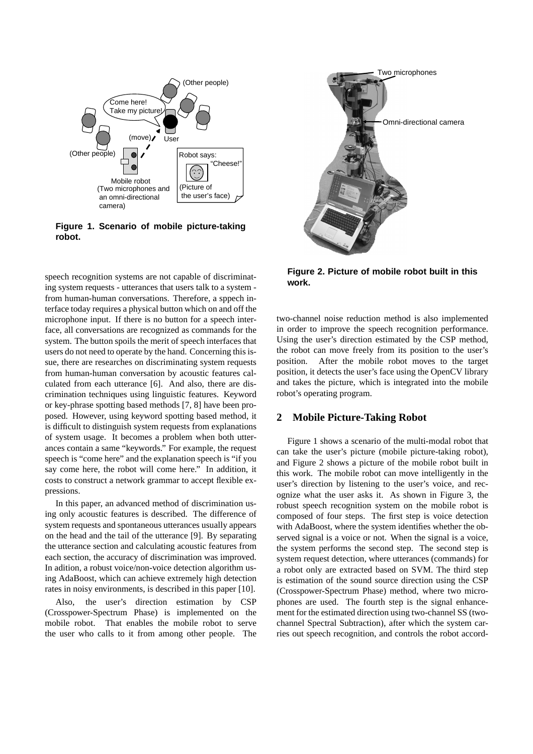(Other people)

Come here!
Take my picture!

(move)

User

(Other people)

Robot says:
"Cheese!"

(Picture of
the user's face)

Mobile robot
(Two microphones and
an omni-directional
camera)

**Figure 1. Scenario of mobile picture-taking robot.**

speech recognition systems are not capable of discriminating system requests - utterances that users talk to a system - from human-human conversations. Therefore, a sppech interface today requires a physical button which on and off the microphone input. If there is no button for a speech interface, all conversations are recognized as commands for the system. The button spoils the merit of speech interfaces that users do not need to operate by the hand. Concerning this issue, there are researches on discriminating system requests from human-human conversation by acoustic features calculated from each utterance [6]. And also, there are discrimination techniques using linguistic features. Keyword or key-phrase spotting based methods [7, 8] have been proposed. However, using keyword spotting based method, it is difficult to distinguish system requests from explanations of system usage. It becomes a problem when both utterances contain a same "keywords." For example, the request speech is "come here" and the explanation speech is "if you say come here, the robot will come here." In addition, it costs to construct a network grammar to accept flexible expressions.

In this paper, an advanced method of discrimination using only acoustic features is described. The difference of system requests and spontaneous utterances usually appears on the head and the tail of the utterance [9]. By separating the utterance section and calculating acoustic features from each section, the accuracy of discrimination was improved. In adition, a robust voice/non-voice detection algorithm using AdaBoost, which can achieve extremely high detection rates in noisy environments, is described in this paper [10].

Also, the user's direction estimation by CSP (Crosspower-Spectrum Phase) is implemented on the mobile robot. That enables the mobile robot to serve the user who calls to it from among other people. The two-channel noise reduction method is also implemented in order to improve the speech recognition performance. Using the user's direction estimated by the CSP method, the robot can move freely from its position to the user's position. After the mobile robot moves to the target position, it detects the user's face using the OpenCV library and takes the picture, which is integrated into the mobile robot's operating program.

Two microphones

Omni-directional camera

**Figure 2. Picture of mobile robot built in this work.**

## 2 Mobile Picture-Taking Robot

Figure 1 shows a scenario of the multi-modal robot that can take the user's picture (mobile picture-taking robot), and Figure 2 shows a picture of the mobile robot built in this work. The mobile robot can move intelligently in the user's direction by listening to the user's voice, and recognize what the user asks it. As shown in Figure 3, the robust speech recognition system on the mobile robot is composed of four steps. The first step is voice detection with AdaBoost, where the system identifies whether the observed signal is a voice or not. When the signal is a voice, the system performs the second step. The second step is system request detection, where utterances (commands) for a robot only are extracted based on SVM. The third step is estimation of the sound source direction using the CSP (Crosspower-Spectrum Phase) method, where two microphones are used. The fourth step is the signal enhancement for the estimated direction using two-channel SS (two-channel Spectral Subtraction), after which the system carries out speech recognition, and controls the robot accord-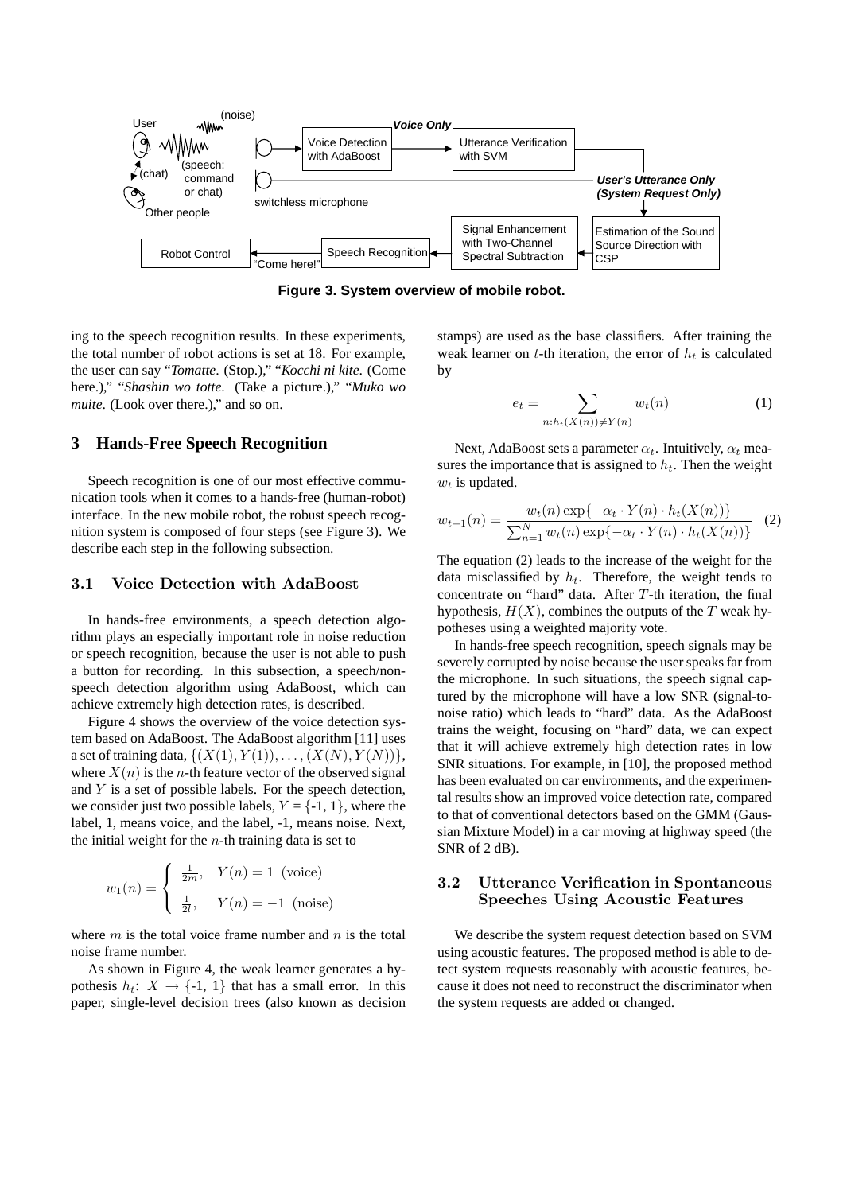Figure 3. System overview of mobile robot.

ing to the speech recognition results. In these experiments, the total number of robot actions is set at 18. For example, the user can say "*Tomatte*. (Stop.)," "*Kocchi ni kite*. (Come here.)," "*Shashin wo totte*. (Take a picture.)," "*Muko wo muite*. (Look over there.)," and so on.

## 3 Hands-Free Speech Recognition

Speech recognition is one of our most effective communication tools when it comes to a hands-free (human-robot) interface. In the new mobile robot, the robust speech recognition system is composed of four steps (see Figure 3). We describe each step in the following subsection.

### 3.1 Voice Detection with AdaBoost

In hands-free environments, a speech detection algorithm plays an especially important role in noise reduction or speech recognition, because the user is not able to push a button for recording. In this subsection, a speech/non-speech detection algorithm using AdaBoost, which can achieve extremely high detection rates, is described.

Figure 4 shows the overview of the voice detection system based on AdaBoost. The AdaBoost algorithm [11] uses a set of training data, $\{(X(1), Y(1)), \ldots, (X(N), Y(N))\}$, where $X(n)$ is the $n$-th feature vector of the observed signal and $Y$ is a set of possible labels. For the speech detection, we consider just two possible labels, $Y = \{-1, 1\}$, where the label, 1, means voice, and the label, -1, means noise. Next, the initial weight for the $n$-th training data is set to

$$w_1(n) = \begin{cases} \frac{1}{2m}, & Y(n) = 1 \ \text{(voice)} \\ \frac{1}{2l}, & Y(n) = -1 \ \text{(noise)} \end{cases}$$

where $m$ is the total voice frame number and $n$ is the total noise frame number.

As shown in Figure 4, the weak learner generates a hypothesis $h_t$: $X \rightarrow \{-1, 1\}$ that has a small error. In this paper, single-level decision trees (also known as decision stamps) are used as the base classifiers. After training the weak learner on $t$-th iteration, the error of $h_t$ is calculated by

$$e_t = \sum_{n:h_t(X(n)) \neq Y(n)} w_t(n) \tag{1}$$

Next, AdaBoost sets a parameter $\alpha_t$. Intuitively, $\alpha_t$ measures the importance that is assigned to $h_t$. Then the weight $w_t$ is updated.

$$w_{t+1}(n) = \frac{w_t(n) \exp\{-\alpha_t \cdot Y(n) \cdot h_t(X(n))\}}{\sum_{n=1}^{N} w_t(n) \exp\{-\alpha_t \cdot Y(n) \cdot h_t(X(n))\}} \tag{2}$$

The equation (2) leads to the increase of the weight for the data misclassified by $h_t$. Therefore, the weight tends to concentrate on "hard" data. After $T$-th iteration, the final hypothesis, $H(X)$, combines the outputs of the $T$ weak hypotheses using a weighted majority vote.

In hands-free speech recognition, speech signals may be severely corrupted by noise because the user speaks far from the microphone. In such situations, the speech signal captured by the microphone will have a low SNR (signal-to-noise ratio) which leads to "hard" data. As the AdaBoost trains the weight, focusing on "hard" data, we can expect that it will achieve extremely high detection rates in low SNR situations. For example, in [10], the proposed method has been evaluated on car environments, and the experimental results show an improved voice detection rate, compared to that of conventional detectors based on the GMM (Gaussian Mixture Model) in a car moving at highway speed (the SNR of 2 dB).

### 3.2 Utterance Verification in Spontaneous Speeches Using Acoustic Features

We describe the system request detection based on SVM using acoustic features. The proposed method is able to detect system requests reasonably with acoustic features, because it does not need to reconstruct the discriminator when the system requests are added or changed.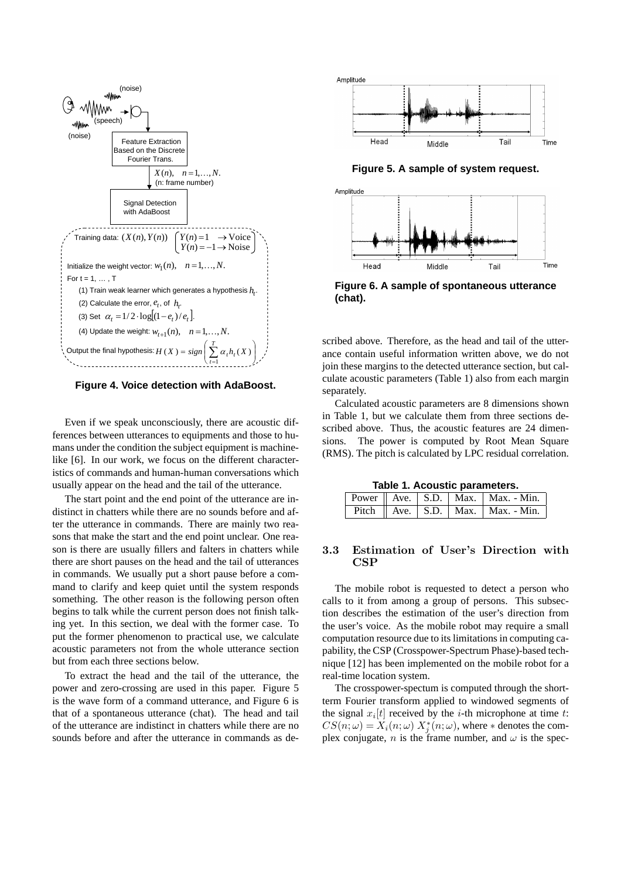Figure 4. Voice detection with AdaBoost.

Even if we speak unconsciously, there are acoustic differences between utterances to equipments and those to humans under the condition the subject equipment is machine-like [6]. In our work, we focus on the different characteristics of commands and human-human conversations which usually appear on the head and the tail of the utterance.

The start point and the end point of the utterance are indistinct in chatters while there are no sounds before and after the utterance in commands. There are mainly two reasons that make the start and the end point unclear. One reason is there are usually fillers and falters in chatters while there are short pauses on the head and the tail of utterances in commands. We usually put a short pause before a command to clarify and keep quiet until the system responds something. The other reason is the following person often begins to talk while the current person does not finish talking yet. In this section, we deal with the former case. To put the former phenomenon to practical use, we calculate acoustic parameters not from the whole utterance section but from each three sections below.

To extract the head and the tail of the utterance, the power and zero-crossing are used in this paper. Figure 5 is the wave form of a command utterance, and Figure 6 is that of a spontaneous utterance (chat). The head and tail of the utterance are indistinct in chatters while there are no sounds before and after the utterance in commands as described above. Therefore, as the head and tail of the utterance contain useful information written above, we do not join these margins to the detected utterance section, but calculate acoustic parameters (Table 1) also from each margin separately.

Figure 5. A sample of system request.

Figure 6. A sample of spontaneous utterance (chat).

Calculated acoustic parameters are 8 dimensions shown in Table 1, but we calculate them from three sections described above. Thus, the acoustic features are 24 dimensions. The power is computed by Root Mean Square (RMS). The pitch is calculated by LPC residual correlation.

**Table 1. Acoustic parameters.**

| | | | | |
|---|---|---|---|---|
| Power | Ave. | S.D. | Max. | Max. - Min. |
| Pitch | Ave. | S.D. | Max. | Max. - Min. |

### 3.3 Estimation of User's Direction with CSP

The mobile robot is requested to detect a person who calls to it from among a group of persons. This subsection describes the estimation of the user's direction from the user's voice. As the mobile robot may require a small computation resource due to its limitations in computing capability, the CSP (Crosspower-Spectrum Phase)-based technique [12] has been implemented on the mobile robot for a real-time location system.

The crosspower-spectum is computed through the short-term Fourier transform applied to windowed segments of the signal $x_i[t]$ received by the $i$-th microphone at time $t$: $CS(n;\omega) = X_i(n;\omega)\, X_j^*(n;\omega)$, where $*$ denotes the complex conjugate, $n$ is the frame number, and $\omega$ is the spec-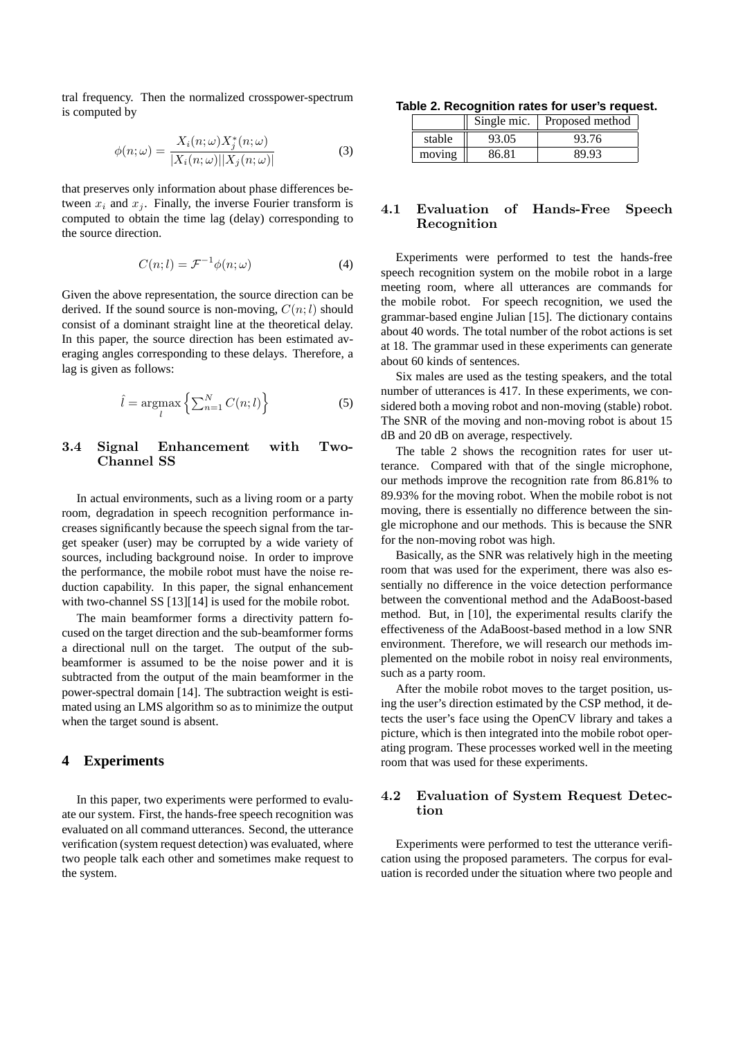tral frequency. Then the normalized crosspower-spectrum is computed by

$$\phi(n;\omega) = \frac{X_i(n;\omega)X_j^*(n;\omega)}{|X_i(n;\omega)||X_j(n;\omega)|} \tag{3}$$

that preserves only information about phase differences between $x_i$ and $x_j$. Finally, the inverse Fourier transform is computed to obtain the time lag (delay) corresponding to the source direction.

$$C(n;l) = \mathcal{F}^{-1}\phi(n;\omega) \tag{4}$$

Given the above representation, the source direction can be derived. If the sound source is non-moving, $C(n;l)$ should consist of a dominant straight line at the theoretical delay. In this paper, the source direction has been estimated averaging angles corresponding to these delays. Therefore, a lag is given as follows:

$$\hat{l} = \underset{l}{\mathrm{argmax}} \left\{ \sum_{n=1}^{N} C(n;l) \right\} \tag{5}$$

### 3.4 Signal Enhancement with Two-Channel SS

In actual environments, such as a living room or a party room, degradation in speech recognition performance increases significantly because the speech signal from the target speaker (user) may be corrupted by a wide variety of sources, including background noise. In order to improve the performance, the mobile robot must have the noise reduction capability. In this paper, the signal enhancement with two-channel SS [13][14] is used for the mobile robot.

The main beamformer forms a directivity pattern focused on the target direction and the sub-beamformer forms a directional null on the target. The output of the sub-beamformer is assumed to be the noise power and it is subtracted from the output of the main beamformer in the power-spectral domain [14]. The subtraction weight is estimated using an LMS algorithm so as to minimize the output when the target sound is absent.

## 4 Experiments

In this paper, two experiments were performed to evaluate our system. First, the hands-free speech recognition was evaluated on all command utterances. Second, the utterance verification (system request detection) was evaluated, where two people talk each other and sometimes make request to the system.

**Table 2. Recognition rates for user's request.**

| | Single mic. | Proposed method |
|---|---|---|
| stable | 93.05 | 93.76 |
| moving | 86.81 | 89.93 |

### 4.1 Evaluation of Hands-Free Speech Recognition

Experiments were performed to test the hands-free speech recognition system on the mobile robot in a large meeting room, where all utterances are commands for the mobile robot. For speech recognition, we used the grammar-based engine Julian [15]. The dictionary contains about 40 words. The total number of the robot actions is set at 18. The grammar used in these experiments can generate about 60 kinds of sentences.

Six males are used as the testing speakers, and the total number of utterances is 417. In these experiments, we considered both a moving robot and non-moving (stable) robot. The SNR of the moving and non-moving robot is about 15 dB and 20 dB on average, respectively.

The table 2 shows the recognition rates for user utterance. Compared with that of the single microphone, our methods improve the recognition rate from 86.81% to 89.93% for the moving robot. When the mobile robot is not moving, there is essentially no difference between the single microphone and our methods. This is because the SNR for the non-moving robot was high.

Basically, as the SNR was relatively high in the meeting room that was used for the experiment, there was also essentially no difference in the voice detection performance between the conventional method and the AdaBoost-based method. But, in [10], the experimental results clarify the effectiveness of the AdaBoost-based method in a low SNR environment. Therefore, we will research our methods implemented on the mobile robot in noisy real environments, such as a party room.

After the mobile robot moves to the target position, using the user's direction estimated by the CSP method, it detects the user's face using the OpenCV library and takes a picture, which is then integrated into the mobile robot operating program. These processes worked well in the meeting room that was used for these experiments.

### 4.2 Evaluation of System Request Detection

Experiments were performed to test the utterance verification using the proposed parameters. The corpus for evaluation is recorded under the situation where two people and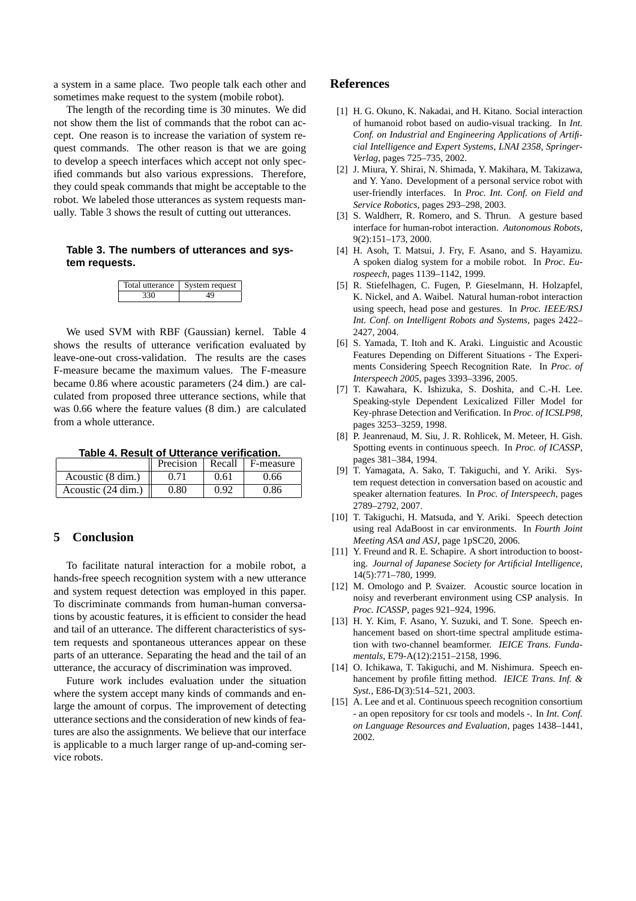a system in a same place. Two people talk each other and sometimes make request to the system (mobile robot).

The length of the recording time is 30 minutes. We did not show them the list of commands that the robot can accept. One reason is to increase the variation of system request commands. The other reason is that we are going to develop a speech interfaces which accept not only specified commands but also various expressions. Therefore, they could speak commands that might be acceptable to the robot. We labeled those utterances as system requests manually. Table 3 shows the result of cutting out utterances.

**Table 3. The numbers of utterances and system requests.**

| Total utterance | System request |
|---|---|
| 330 | 49 |

We used SVM with RBF (Gaussian) kernel. Table 4 shows the results of utterance verification evaluated by leave-one-out cross-validation. The results are the cases F-measure became the maximum values. The F-measure became 0.86 where acoustic parameters (24 dim.) are calculated from proposed three utterance sections, while that was 0.66 where the feature values (8 dim.) are calculated from a whole utterance.

**Table 4. Result of Utterance verification.**

| | Precision | Recall | F-measure |
|---|---|---|---|
| Acoustic (8 dim.) | 0.71 | 0.61 | 0.66 |
| Acoustic (24 dim.) | 0.80 | 0.92 | 0.86 |

## 5 Conclusion

To facilitate natural interaction for a mobile robot, a hands-free speech recognition system with a new utterance and system request detection was employed in this paper. To discriminate commands from human-human conversations by acoustic features, it is efficient to consider the head and tail of an utterance. The different characteristics of system requests and spontaneous utterances appear on these parts of an utterance. Separating the head and the tail of an utterance, the accuracy of discrimination was improved.

Future work includes evaluation under the situation where the system accept many kinds of commands and enlarge the amount of corpus. The improvement of detecting utterance sections and the consideration of new kinds of features are also the assignments. We believe that our interface is applicable to a much larger range of up-and-coming service robots.

## References

[1] H. G. Okuno, K. Nakadai, and H. Kitano. Social interaction of humanoid robot based on audio-visual tracking. In *Int. Conf. on Industrial and Engineering Applications of Artificial Intelligence and Expert Systems, LNAI 2358, Springer-Verlag*, pages 725–735, 2002.

[2] J. Miura, Y. Shirai, N. Shimada, Y. Makihara, M. Takizawa, and Y. Yano. Development of a personal service robot with user-friendly interfaces. In *Proc. Int. Conf. on Field and Service Robotics*, pages 293–298, 2003.

[3] S. Waldherr, R. Romero, and S. Thrun. A gesture based interface for human-robot interaction. *Autonomous Robots*, 9(2):151–173, 2000.

[4] H. Asoh, T. Matsui, J. Fry, F. Asano, and S. Hayamizu. A spoken dialog system for a mobile robot. In *Proc. Eurospeech*, pages 1139–1142, 1999.

[5] R. Stiefelhagen, C. Fugen, P. Gieselmann, H. Holzapfel, K. Nickel, and A. Waibel. Natural human-robot interaction using speech, head pose and gestures. In *Proc. IEEE/RSJ Int. Conf. on Intelligent Robots and Systems*, pages 2422–2427, 2004.

[6] S. Yamada, T. Itoh and K. Araki. Linguistic and Acoustic Features Depending on Different Situations - The Experiments Considering Speech Recognition Rate. In *Proc. of Interspeech 2005*, pages 3393–3396, 2005.

[7] T. Kawahara, K. Ishizuka, S. Doshita, and C.-H. Lee. Speaking-style Dependent Lexicalized Filler Model for Key-phrase Detection and Verification. In *Proc. of ICSLP98*, pages 3253–3259, 1998.

[8] P. Jeanrenaud, M. Siu, J. R. Rohlicek, M. Meteer, H. Gish. Spotting events in continuous speech. In *Proc. of ICASSP*, pages 381–384, 1994.

[9] T. Yamagata, A. Sako, T. Takiguchi, and Y. Ariki. System request detection in conversation based on acoustic and speaker alternation features. In *Proc. of Interspeech*, pages 2789–2792, 2007.

[10] T. Takiguchi, H. Matsuda, and Y. Ariki. Speech detection using real AdaBoost in car environments. In *Fourth Joint Meeting ASA and ASJ*, page 1pSC20, 2006.

[11] Y. Freund and R. E. Schapire. A short introduction to boosting. *Journal of Japanese Society for Artificial Intelligence*, 14(5):771–780, 1999.

[12] M. Omologo and P. Svaizer. Acoustic source location in noisy and reverberant environment using CSP analysis. In *Proc. ICASSP*, pages 921–924, 1996.

[13] H. Y. Kim, F. Asano, Y. Suzuki, and T. Sone. Speech enhancement based on short-time spectral amplitude estimation with two-channel beamformer. *IEICE Trans. Fundamentals*, E79-A(12):2151–2158, 1996.

[14] O. Ichikawa, T. Takiguchi, and M. Nishimura. Speech enhancement by profile fitting method. *IEICE Trans. Inf. & Syst.*, E86-D(3):514–521, 2003.

[15] A. Lee and et al. Continuous speech recognition consortium - an open repository for csr tools and models -. In *Int. Conf. on Language Resources and Evaluation*, pages 1438–1441, 2002.